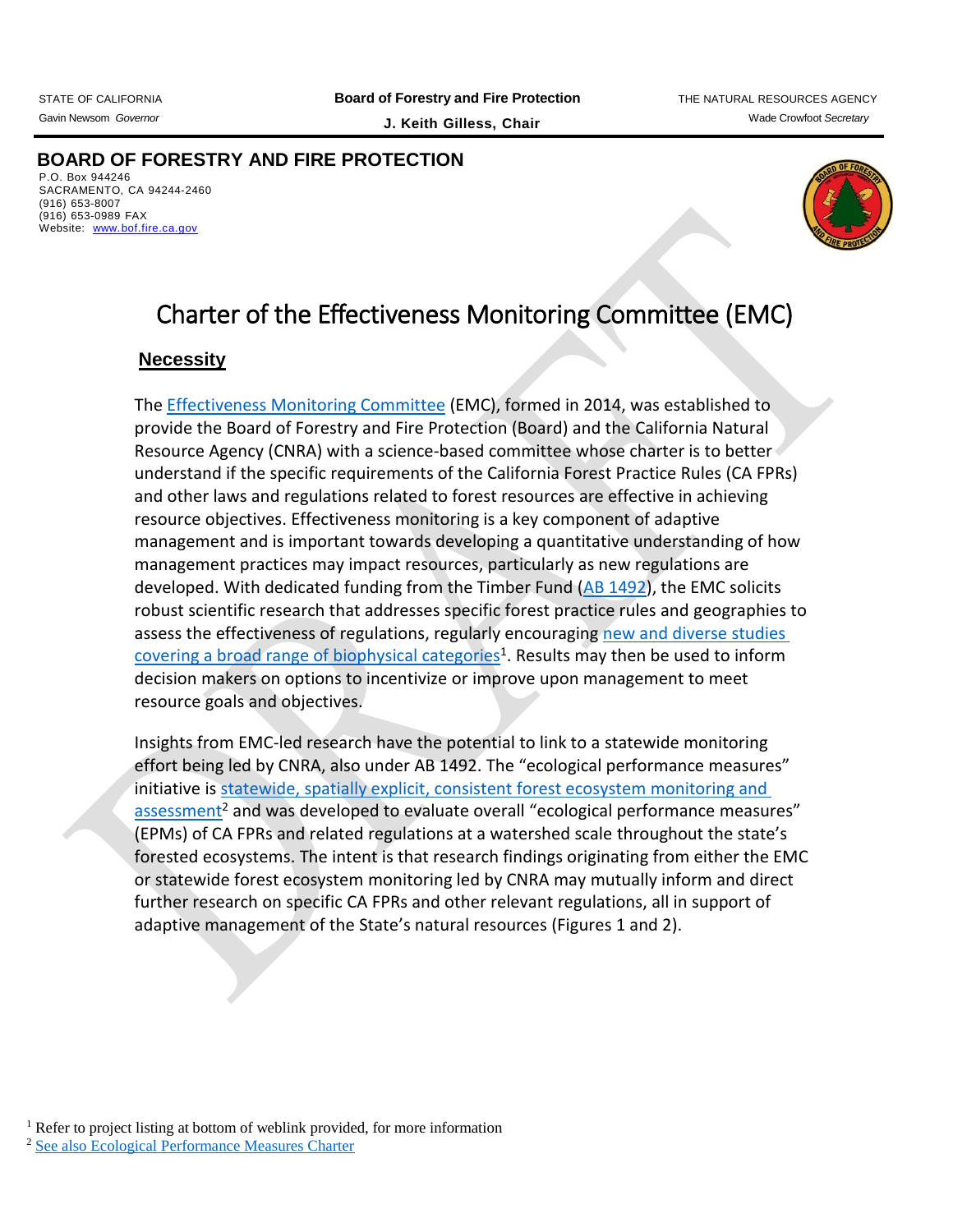STATE OF CALIFORNIA
Gavin Newsom *Governor*

**Board of Forestry and Fire Protection**
**J. Keith Gilless, Chair**

THE NATURAL RESOURCES AGENCY
Wade Crowfoot *Secretary*

**BOARD OF FORESTRY AND FIRE PROTECTION**
P.O. Box 944246
SACRAMENTO, CA 94244-2460
(916) 653-8007
(916) 653-0989 FAX
Website: www.bof.fire.ca.gov

# Charter of the Effectiveness Monitoring Committee (EMC)

## Necessity

The Effectiveness Monitoring Committee (EMC), formed in 2014, was established to provide the Board of Forestry and Fire Protection (Board) and the California Natural Resource Agency (CNRA) with a science-based committee whose charter is to better understand if the specific requirements of the California Forest Practice Rules (CA FPRs) and other laws and regulations related to forest resources are effective in achieving resource objectives. Effectiveness monitoring is a key component of adaptive management and is important towards developing a quantitative understanding of how management practices may impact resources, particularly as new regulations are developed. With dedicated funding from the Timber Fund (AB 1492), the EMC solicits robust scientific research that addresses specific forest practice rules and geographies to assess the effectiveness of regulations, regularly encouraging new and diverse studies covering a broad range of biophysical categories[1]. Results may then be used to inform decision makers on options to incentivize or improve upon management to meet resource goals and objectives.

Insights from EMC-led research have the potential to link to a statewide monitoring effort being led by CNRA, also under AB 1492. The "ecological performance measures" initiative is statewide, spatially explicit, consistent forest ecosystem monitoring and assessment[2] and was developed to evaluate overall "ecological performance measures" (EPMs) of CA FPRs and related regulations at a watershed scale throughout the state's forested ecosystems. The intent is that research findings originating from either the EMC or statewide forest ecosystem monitoring led by CNRA may mutually inform and direct further research on specific CA FPRs and other relevant regulations, all in support of adaptive management of the State's natural resources (Figures 1 and 2).

[1] Refer to project listing at bottom of weblink provided, for more information
[2] See also Ecological Performance Measures Charter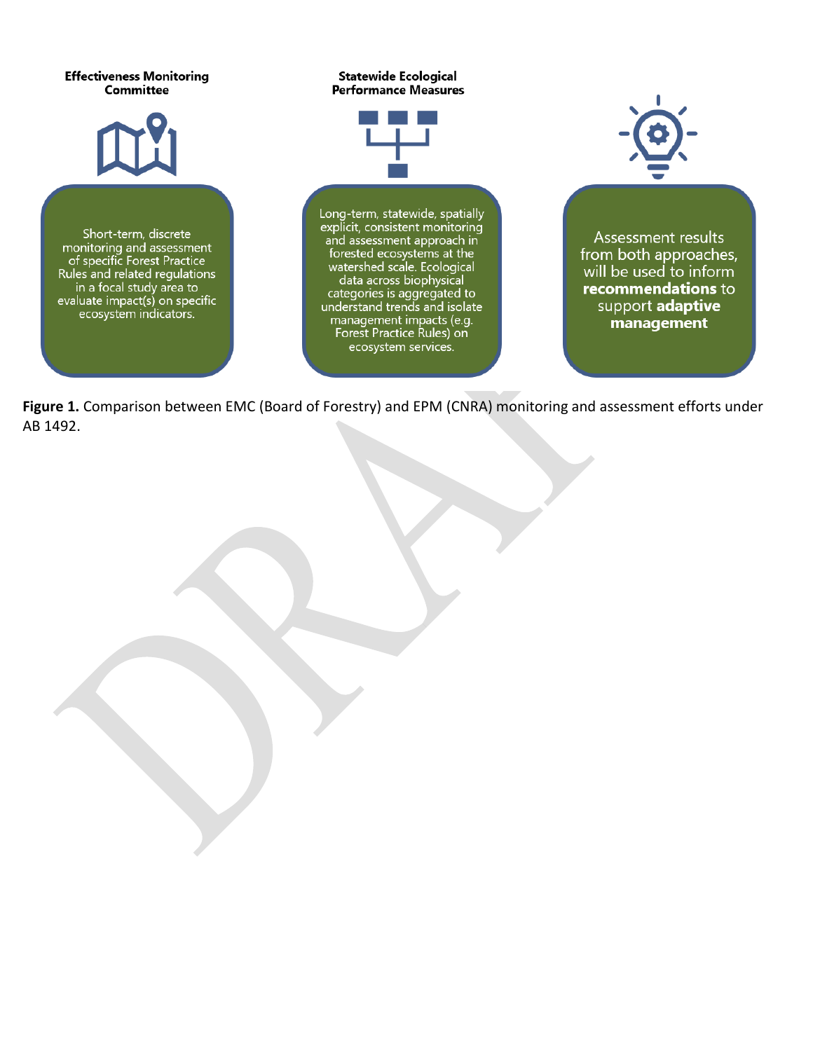**Effectiveness Monitoring Committee**

Short-term, discrete monitoring and assessment of specific Forest Practice Rules and related regulations in a focal study area to evaluate impact(s) on specific ecosystem indicators.

**Statewide Ecological Performance Measures**

Long-term, statewide, spatially explicit, consistent monitoring and assessment approach in forested ecosystems at the watershed scale. Ecological data across biophysical categories is aggregated to understand trends and isolate management impacts (e.g. Forest Practice Rules) on ecosystem services.

Assessment results from both approaches, will be used to inform **recommendations** to support **adaptive management**

**Figure 1.** Comparison between EMC (Board of Forestry) and EPM (CNRA) monitoring and assessment efforts under AB 1492.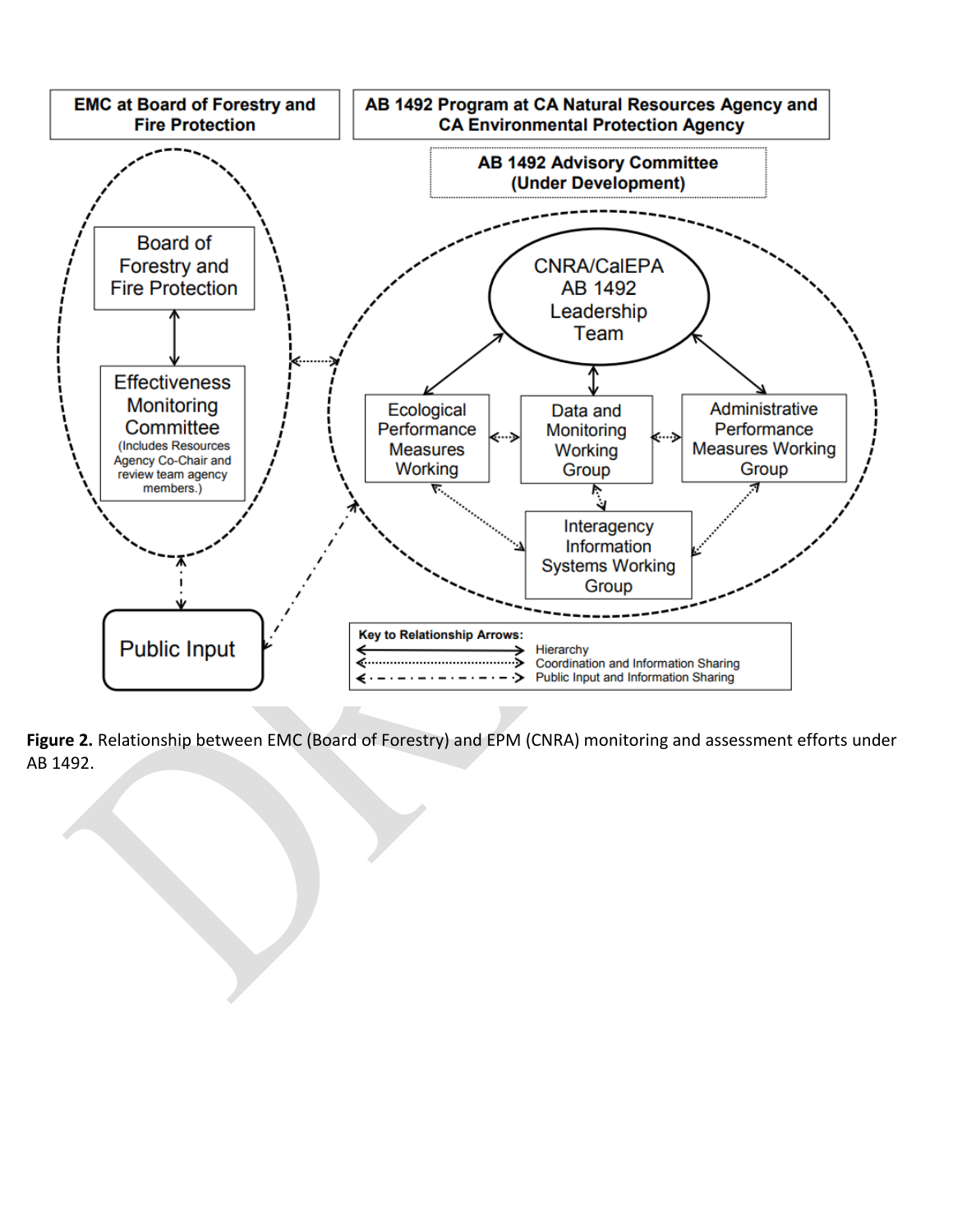EMC at Board of Forestry and Fire Protection

AB 1492 Program at CA Natural Resources Agency and CA Environmental Protection Agency

AB 1492 Advisory Committee (Under Development)

Board of Forestry and Fire Protection

Effectiveness Monitoring Committee (Includes Resources Agency Co-Chair and review team agency members.)

CNRA/CalEPA AB 1492 Leadership Team

Ecological Performance Measures Working

Data and Monitoring Working Group

Administrative Performance Measures Working Group

Interagency Information Systems Working Group

Public Input

Key to Relationship Arrows:
Hierarchy
Coordination and Information Sharing
Public Input and Information Sharing

**Figure 2.** Relationship between EMC (Board of Forestry) and EPM (CNRA) monitoring and assessment efforts under AB 1492.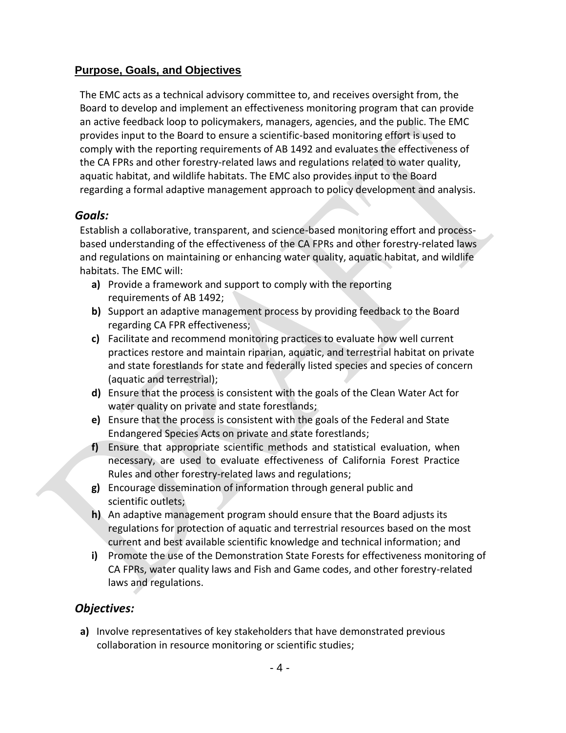## Purpose, Goals, and Objectives

The EMC acts as a technical advisory committee to, and receives oversight from, the Board to develop and implement an effectiveness monitoring program that can provide an active feedback loop to policymakers, managers, agencies, and the public. The EMC provides input to the Board to ensure a scientific-based monitoring effort is used to comply with the reporting requirements of AB 1492 and evaluates the effectiveness of the CA FPRs and other forestry-related laws and regulations related to water quality, aquatic habitat, and wildlife habitats. The EMC also provides input to the Board regarding a formal adaptive management approach to policy development and analysis.

### *Goals:*

Establish a collaborative, transparent, and science-based monitoring effort and process-based understanding of the effectiveness of the CA FPRs and other forestry-related laws and regulations on maintaining or enhancing water quality, aquatic habitat, and wildlife habitats. The EMC will:

- **a)** Provide a framework and support to comply with the reporting requirements of AB 1492;
- **b)** Support an adaptive management process by providing feedback to the Board regarding CA FPR effectiveness;
- **c)** Facilitate and recommend monitoring practices to evaluate how well current practices restore and maintain riparian, aquatic, and terrestrial habitat on private and state forestlands for state and federally listed species and species of concern (aquatic and terrestrial);
- **d)** Ensure that the process is consistent with the goals of the Clean Water Act for water quality on private and state forestlands;
- **e)** Ensure that the process is consistent with the goals of the Federal and State Endangered Species Acts on private and state forestlands;
- **f)** Ensure that appropriate scientific methods and statistical evaluation, when necessary, are used to evaluate effectiveness of California Forest Practice Rules and other forestry-related laws and regulations;
- **g)** Encourage dissemination of information through general public and scientific outlets;
- **h)** An adaptive management program should ensure that the Board adjusts its regulations for protection of aquatic and terrestrial resources based on the most current and best available scientific knowledge and technical information; and
- **i)** Promote the use of the Demonstration State Forests for effectiveness monitoring of CA FPRs, water quality laws and Fish and Game codes, and other forestry-related laws and regulations.

### *Objectives:*

- **a)** Involve representatives of key stakeholders that have demonstrated previous collaboration in resource monitoring or scientific studies;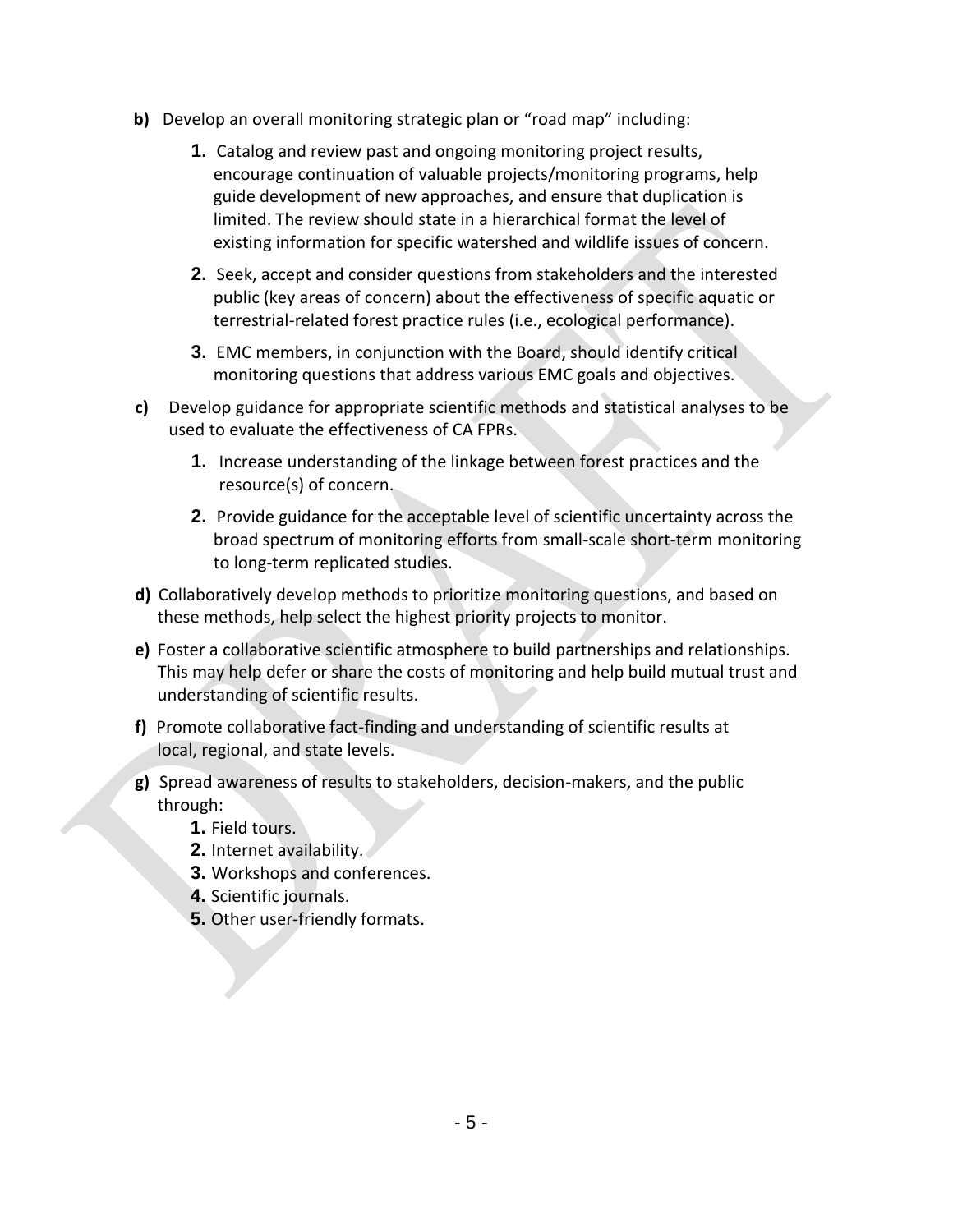**b)** Develop an overall monitoring strategic plan or "road map" including:

**1.** Catalog and review past and ongoing monitoring project results, encourage continuation of valuable projects/monitoring programs, help guide development of new approaches, and ensure that duplication is limited. The review should state in a hierarchical format the level of existing information for specific watershed and wildlife issues of concern.

**2.** Seek, accept and consider questions from stakeholders and the interested public (key areas of concern) about the effectiveness of specific aquatic or terrestrial-related forest practice rules (i.e., ecological performance).

**3.** EMC members, in conjunction with the Board, should identify critical monitoring questions that address various EMC goals and objectives.

**c)** Develop guidance for appropriate scientific methods and statistical analyses to be used to evaluate the effectiveness of CA FPRs.

**1.** Increase understanding of the linkage between forest practices and the resource(s) of concern.

**2.** Provide guidance for the acceptable level of scientific uncertainty across the broad spectrum of monitoring efforts from small-scale short-term monitoring to long-term replicated studies.

**d)** Collaboratively develop methods to prioritize monitoring questions, and based on these methods, help select the highest priority projects to monitor.

**e)** Foster a collaborative scientific atmosphere to build partnerships and relationships. This may help defer or share the costs of monitoring and help build mutual trust and understanding of scientific results.

**f)** Promote collaborative fact-finding and understanding of scientific results at local, regional, and state levels.

**g)** Spread awareness of results to stakeholders, decision-makers, and the public through:

**1.** Field tours.
**2.** Internet availability.
**3.** Workshops and conferences.
**4.** Scientific journals.
**5.** Other user-friendly formats.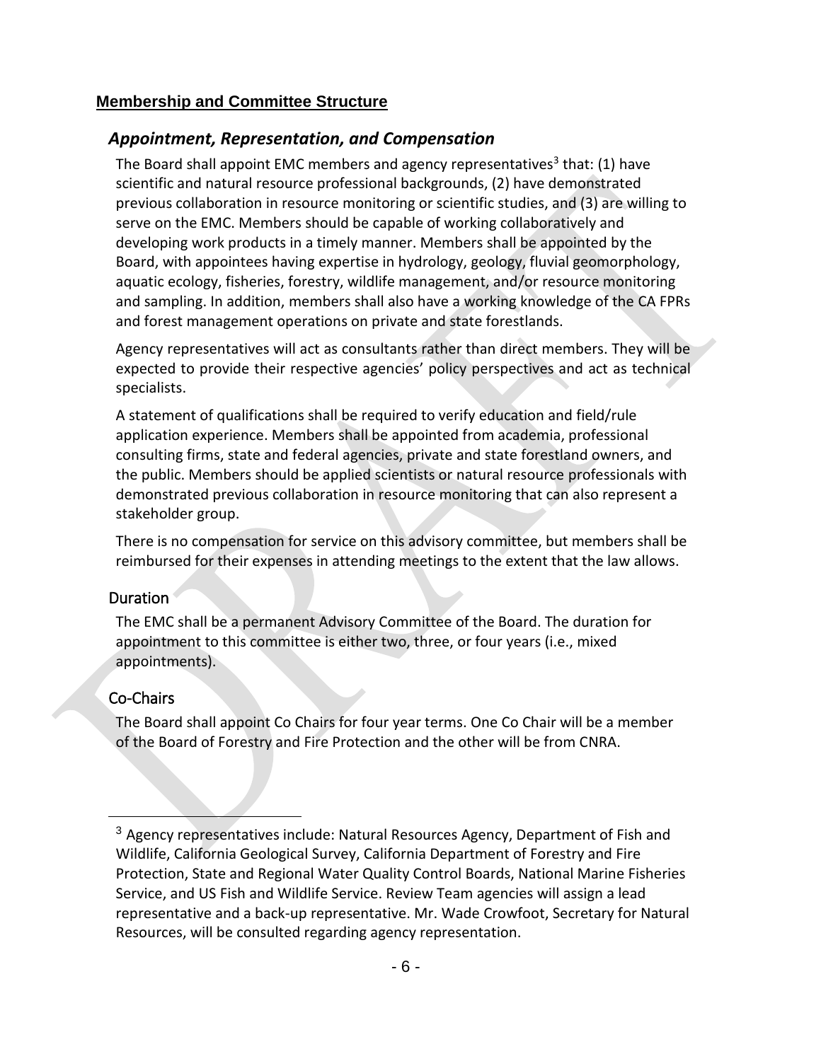## Membership and Committee Structure

### *Appointment, Representation, and Compensation*

The Board shall appoint EMC members and agency representatives[3] that: (1) have scientific and natural resource professional backgrounds, (2) have demonstrated previous collaboration in resource monitoring or scientific studies, and (3) are willing to serve on the EMC. Members should be capable of working collaboratively and developing work products in a timely manner. Members shall be appointed by the Board, with appointees having expertise in hydrology, geology, fluvial geomorphology, aquatic ecology, fisheries, forestry, wildlife management, and/or resource monitoring and sampling. In addition, members shall also have a working knowledge of the CA FPRs and forest management operations on private and state forestlands.

Agency representatives will act as consultants rather than direct members. They will be expected to provide their respective agencies' policy perspectives and act as technical specialists.

A statement of qualifications shall be required to verify education and field/rule application experience. Members shall be appointed from academia, professional consulting firms, state and federal agencies, private and state forestland owners, and the public. Members should be applied scientists or natural resource professionals with demonstrated previous collaboration in resource monitoring that can also represent a stakeholder group.

There is no compensation for service on this advisory committee, but members shall be reimbursed for their expenses in attending meetings to the extent that the law allows.

#### Duration

The EMC shall be a permanent Advisory Committee of the Board. The duration for appointment to this committee is either two, three, or four years (i.e., mixed appointments).

#### Co-Chairs

The Board shall appoint Co Chairs for four year terms. One Co Chair will be a member of the Board of Forestry and Fire Protection and the other will be from CNRA.

[3] Agency representatives include: Natural Resources Agency, Department of Fish and Wildlife, California Geological Survey, California Department of Forestry and Fire Protection, State and Regional Water Quality Control Boards, National Marine Fisheries Service, and US Fish and Wildlife Service. Review Team agencies will assign a lead representative and a back-up representative. Mr. Wade Crowfoot, Secretary for Natural Resources, will be consulted regarding agency representation.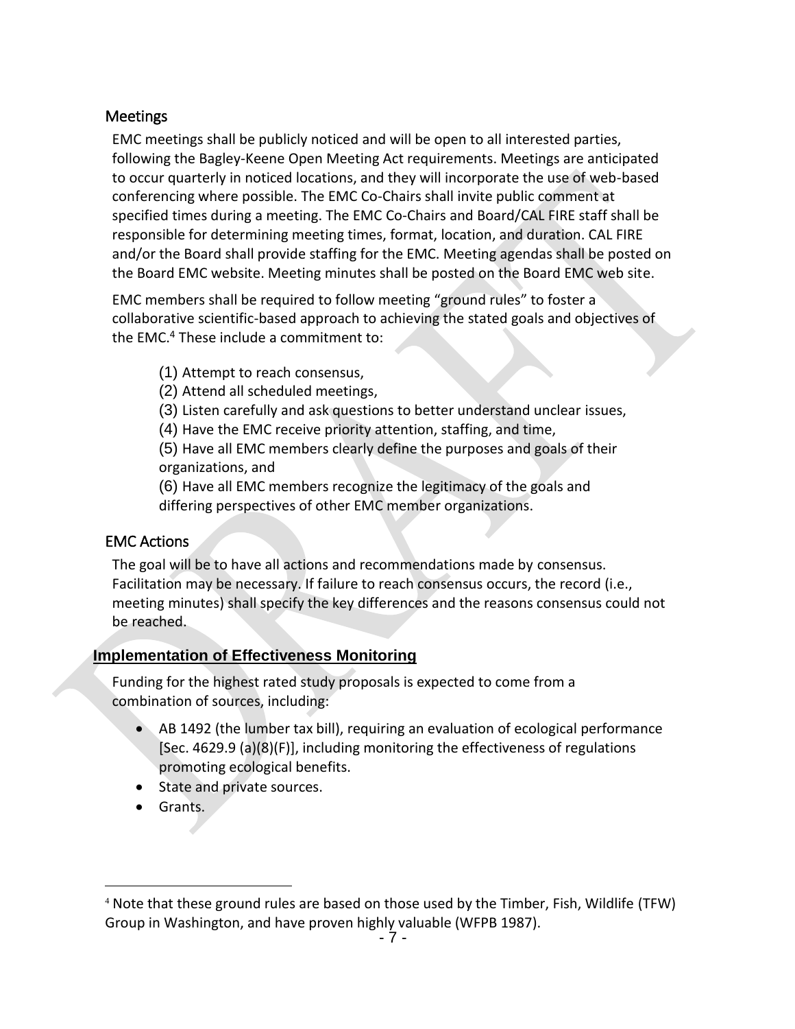### Meetings

EMC meetings shall be publicly noticed and will be open to all interested parties, following the Bagley-Keene Open Meeting Act requirements. Meetings are anticipated to occur quarterly in noticed locations, and they will incorporate the use of web-based conferencing where possible. The EMC Co-Chairs shall invite public comment at specified times during a meeting. The EMC Co-Chairs and Board/CAL FIRE staff shall be responsible for determining meeting times, format, location, and duration. CAL FIRE and/or the Board shall provide staffing for the EMC. Meeting agendas shall be posted on the Board EMC website. Meeting minutes shall be posted on the Board EMC web site.

EMC members shall be required to follow meeting "ground rules" to foster a collaborative scientific-based approach to achieving the stated goals and objectives of the EMC.[4] These include a commitment to:

(1) Attempt to reach consensus,
(2) Attend all scheduled meetings,
(3) Listen carefully and ask questions to better understand unclear issues,
(4) Have the EMC receive priority attention, staffing, and time,
(5) Have all EMC members clearly define the purposes and goals of their organizations, and
(6) Have all EMC members recognize the legitimacy of the goals and differing perspectives of other EMC member organizations.

### EMC Actions

The goal will be to have all actions and recommendations made by consensus. Facilitation may be necessary. If failure to reach consensus occurs, the record (i.e., meeting minutes) shall specify the key differences and the reasons consensus could not be reached.

## Implementation of Effectiveness Monitoring

Funding for the highest rated study proposals is expected to come from a combination of sources, including:

- AB 1492 (the lumber tax bill), requiring an evaluation of ecological performance [Sec. 4629.9 (a)(8)(F)], including monitoring the effectiveness of regulations promoting ecological benefits.
- State and private sources.
- Grants.

[4] Note that these ground rules are based on those used by the Timber, Fish, Wildlife (TFW) Group in Washington, and have proven highly valuable (WFPB 1987).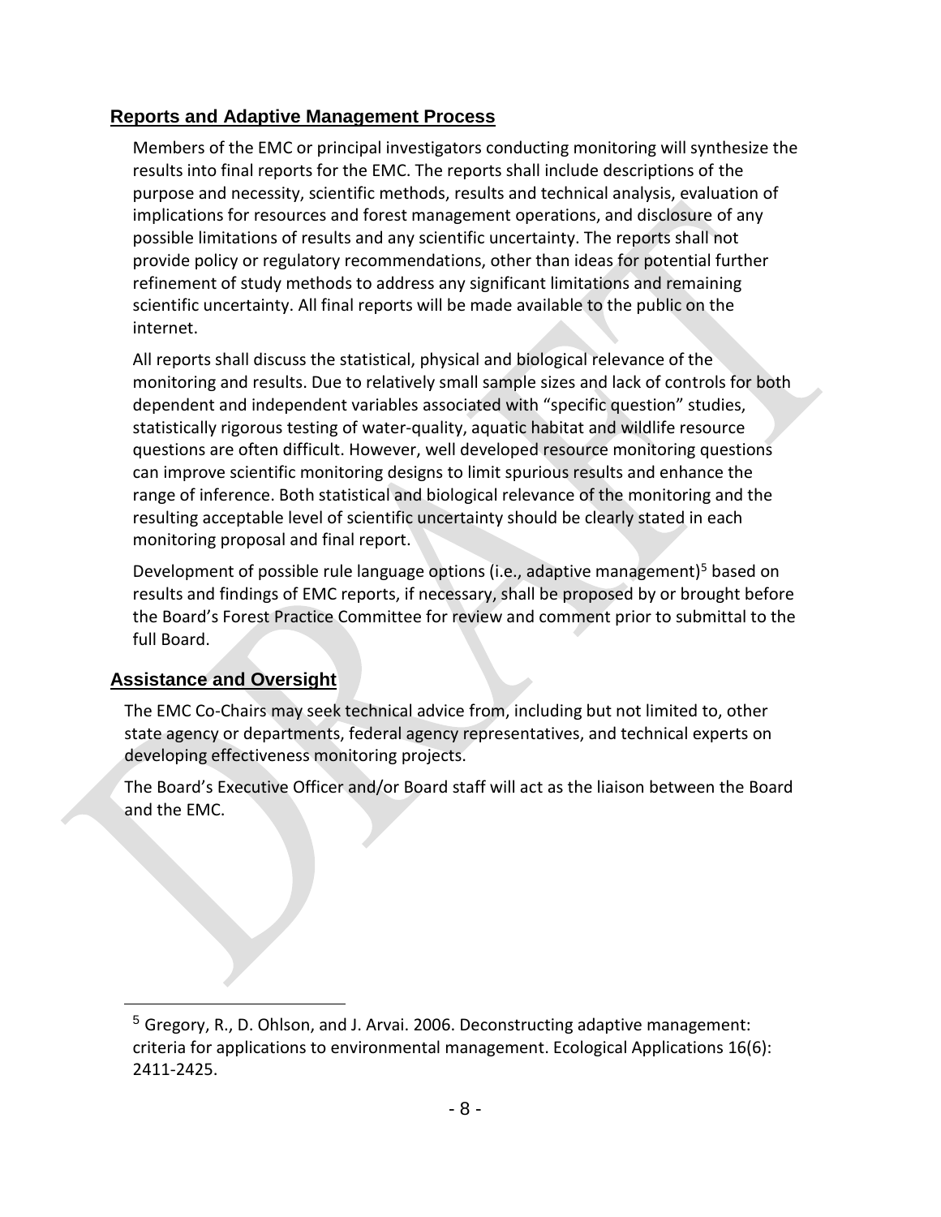## Reports and Adaptive Management Process

Members of the EMC or principal investigators conducting monitoring will synthesize the results into final reports for the EMC. The reports shall include descriptions of the purpose and necessity, scientific methods, results and technical analysis, evaluation of implications for resources and forest management operations, and disclosure of any possible limitations of results and any scientific uncertainty. The reports shall not provide policy or regulatory recommendations, other than ideas for potential further refinement of study methods to address any significant limitations and remaining scientific uncertainty. All final reports will be made available to the public on the internet.

All reports shall discuss the statistical, physical and biological relevance of the monitoring and results. Due to relatively small sample sizes and lack of controls for both dependent and independent variables associated with "specific question" studies, statistically rigorous testing of water-quality, aquatic habitat and wildlife resource questions are often difficult. However, well developed resource monitoring questions can improve scientific monitoring designs to limit spurious results and enhance the range of inference. Both statistical and biological relevance of the monitoring and the resulting acceptable level of scientific uncertainty should be clearly stated in each monitoring proposal and final report.

Development of possible rule language options (i.e., adaptive management)[5] based on results and findings of EMC reports, if necessary, shall be proposed by or brought before the Board's Forest Practice Committee for review and comment prior to submittal to the full Board.

## Assistance and Oversight

The EMC Co-Chairs may seek technical advice from, including but not limited to, other state agency or departments, federal agency representatives, and technical experts on developing effectiveness monitoring projects.

The Board's Executive Officer and/or Board staff will act as the liaison between the Board and the EMC.

---

[5] Gregory, R., D. Ohlson, and J. Arvai. 2006. Deconstructing adaptive management: criteria for applications to environmental management. Ecological Applications 16(6): 2411-2425.